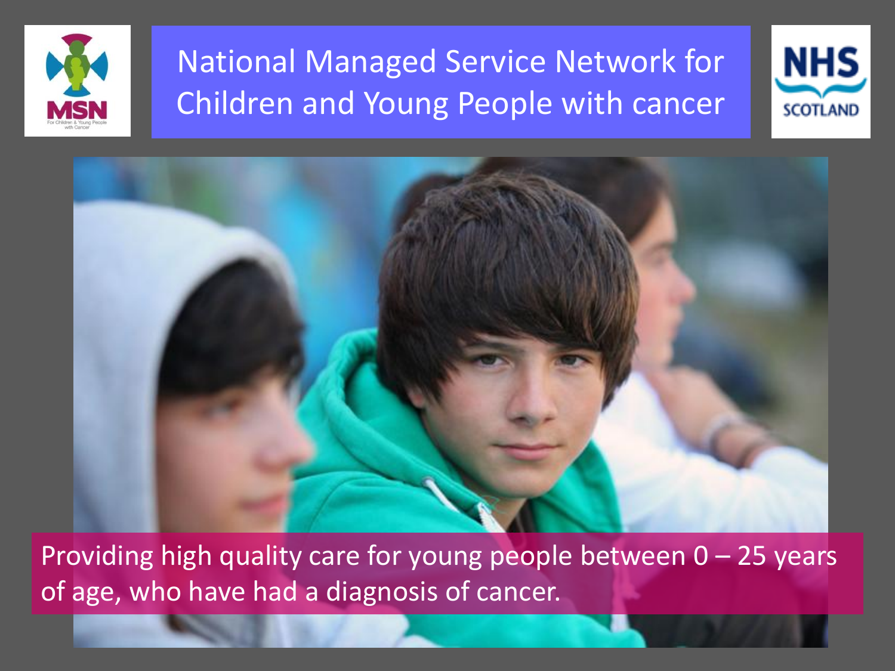# National Managed Service Network for Children and Young People with cancer

Providing high quality care for young people between 0 – 25 years of age, who have had a diagnosis of cancer.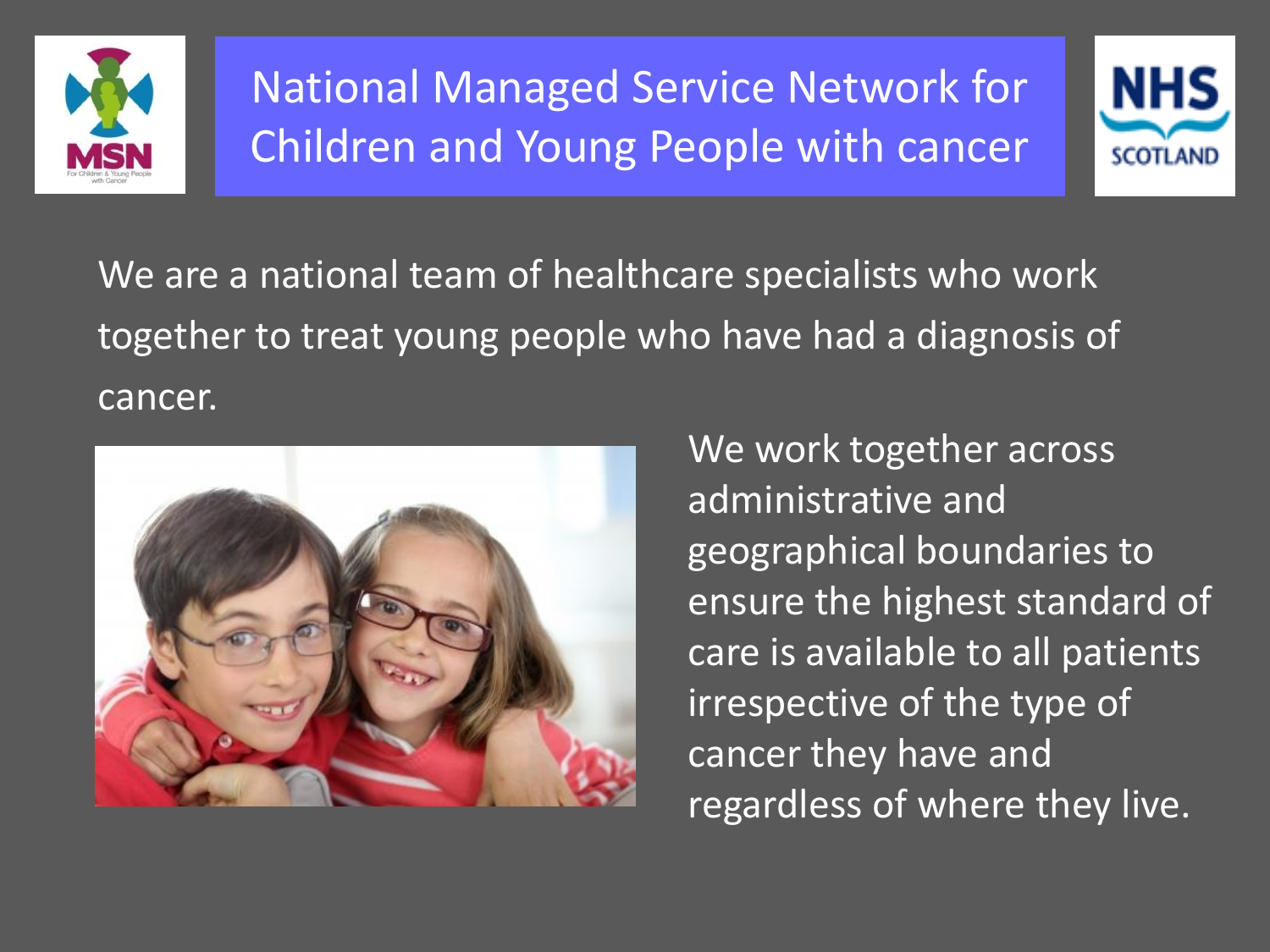# National Managed Service Network for Children and Young People with cancer

We are a national team of healthcare specialists who work together to treat young people who have had a diagnosis of cancer.

We work together across administrative and geographical boundaries to ensure the highest standard of care is available to all patients irrespective of the type of cancer they have and regardless of where they live.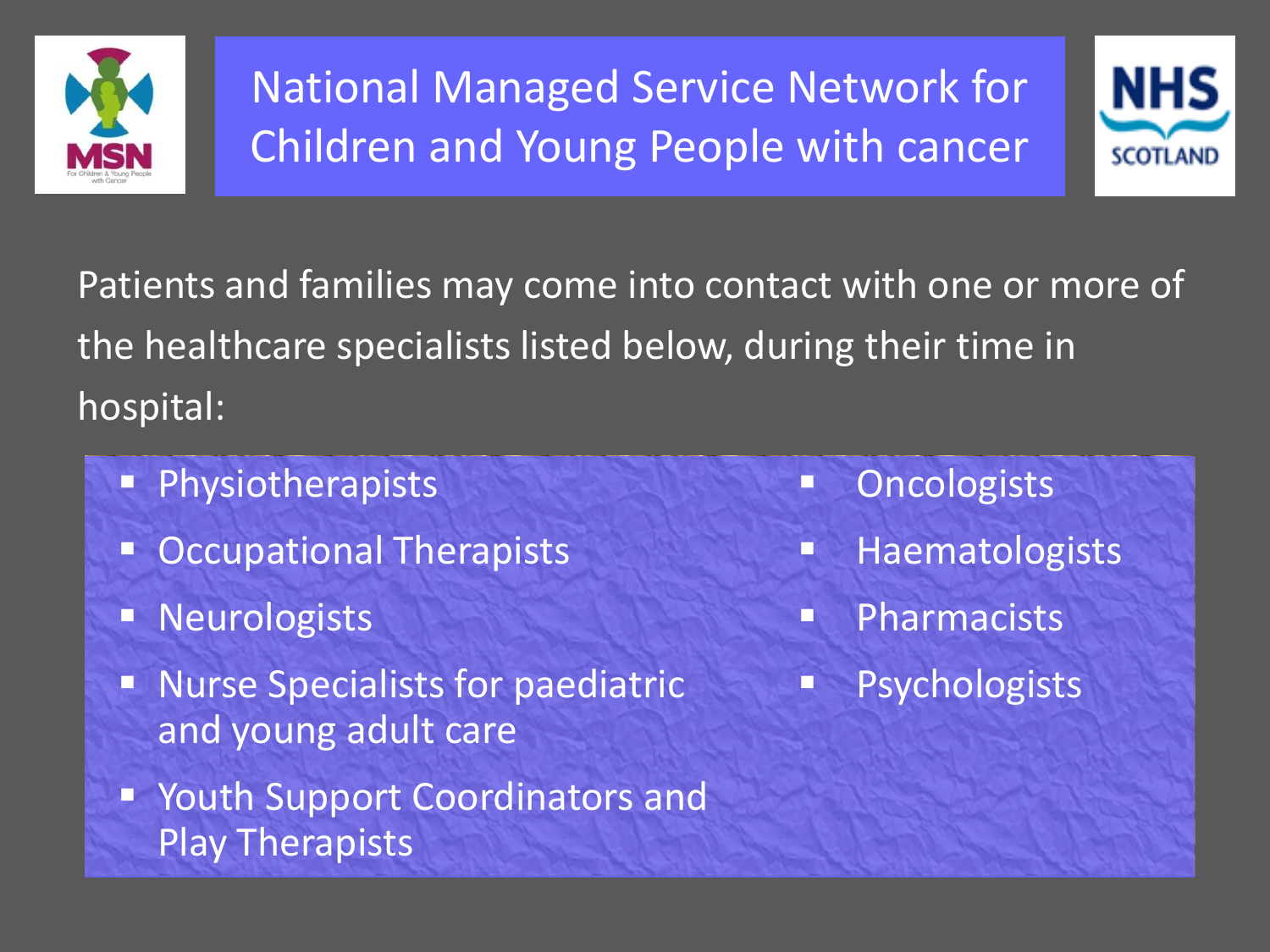# National Managed Service Network for Children and Young People with cancer

Patients and families may come into contact with one or more of the healthcare specialists listed below, during their time in hospital:

- Physiotherapists
- Occupational Therapists
- Neurologists
- Nurse Specialists for paediatric and young adult care
- Youth Support Coordinators and Play Therapists
- Oncologists
- Haematologists
- Pharmacists
- Psychologists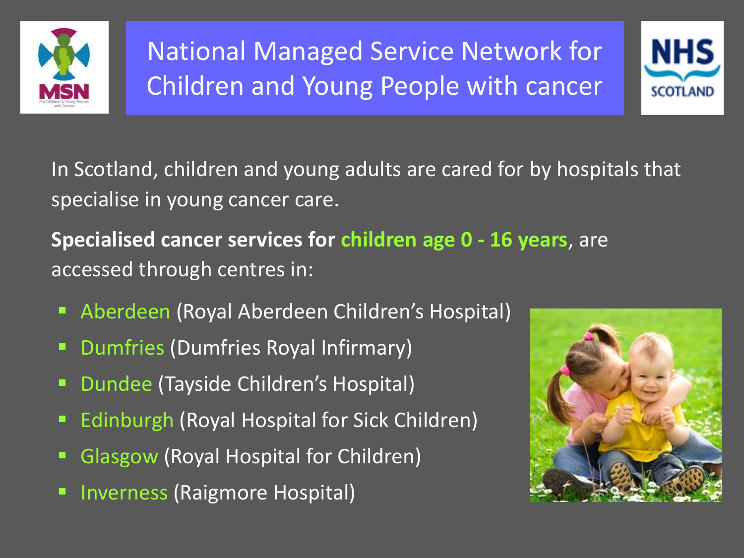# National Managed Service Network for Children and Young People with cancer

In Scotland, children and young adults are cared for by hospitals that specialise in young cancer care.

**Specialised cancer services for children age 0 - 16 years**, are accessed through centres in:

- Aberdeen (Royal Aberdeen Children's Hospital)
- Dumfries (Dumfries Royal Infirmary)
- Dundee (Tayside Children's Hospital)
- Edinburgh (Royal Hospital for Sick Children)
- Glasgow (Royal Hospital for Children)
- Inverness (Raigmore Hospital)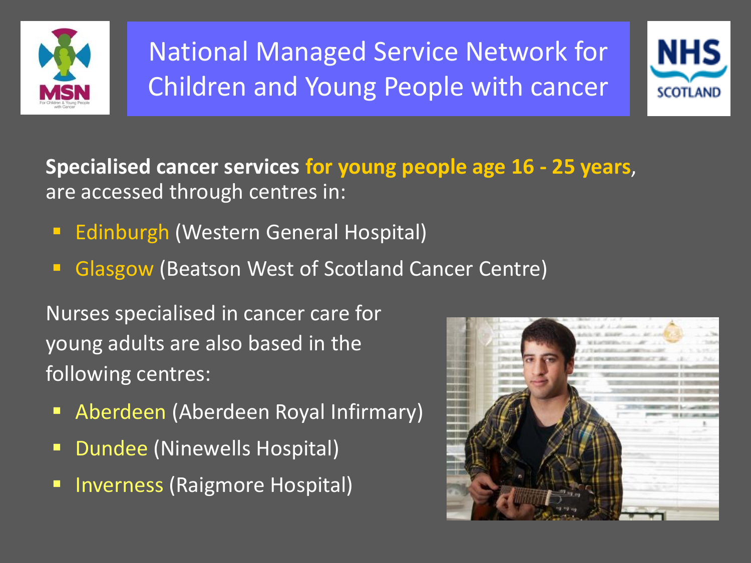# National Managed Service Network for Children and Young People with cancer

**Specialised cancer services for young people age 16 - 25 years**, are accessed through centres in:

- Edinburgh (Western General Hospital)
- Glasgow (Beatson West of Scotland Cancer Centre)

Nurses specialised in cancer care for young adults are also based in the following centres:

- Aberdeen (Aberdeen Royal Infirmary)
- Dundee (Ninewells Hospital)
- Inverness (Raigmore Hospital)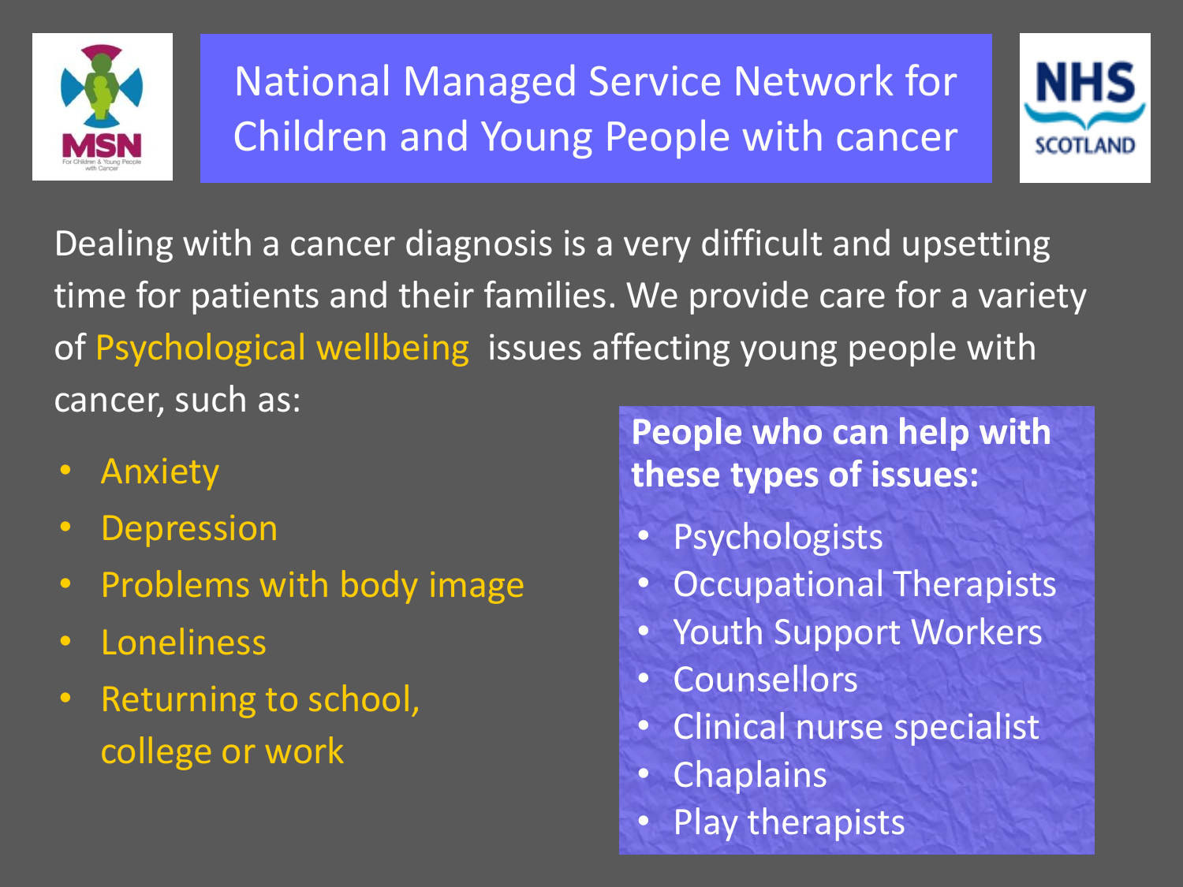# National Managed Service Network for Children and Young People with cancer

Dealing with a cancer diagnosis is a very difficult and upsetting time for patients and their families. We provide care for a variety of Psychological wellbeing issues affecting young people with cancer, such as:

- Anxiety
- Depression
- Problems with body image
- Loneliness
- Returning to school, college or work

**People who can help with these types of issues:**

- Psychologists
- Occupational Therapists
- Youth Support Workers
- Counsellors
- Clinical nurse specialist
- Chaplains
- Play therapists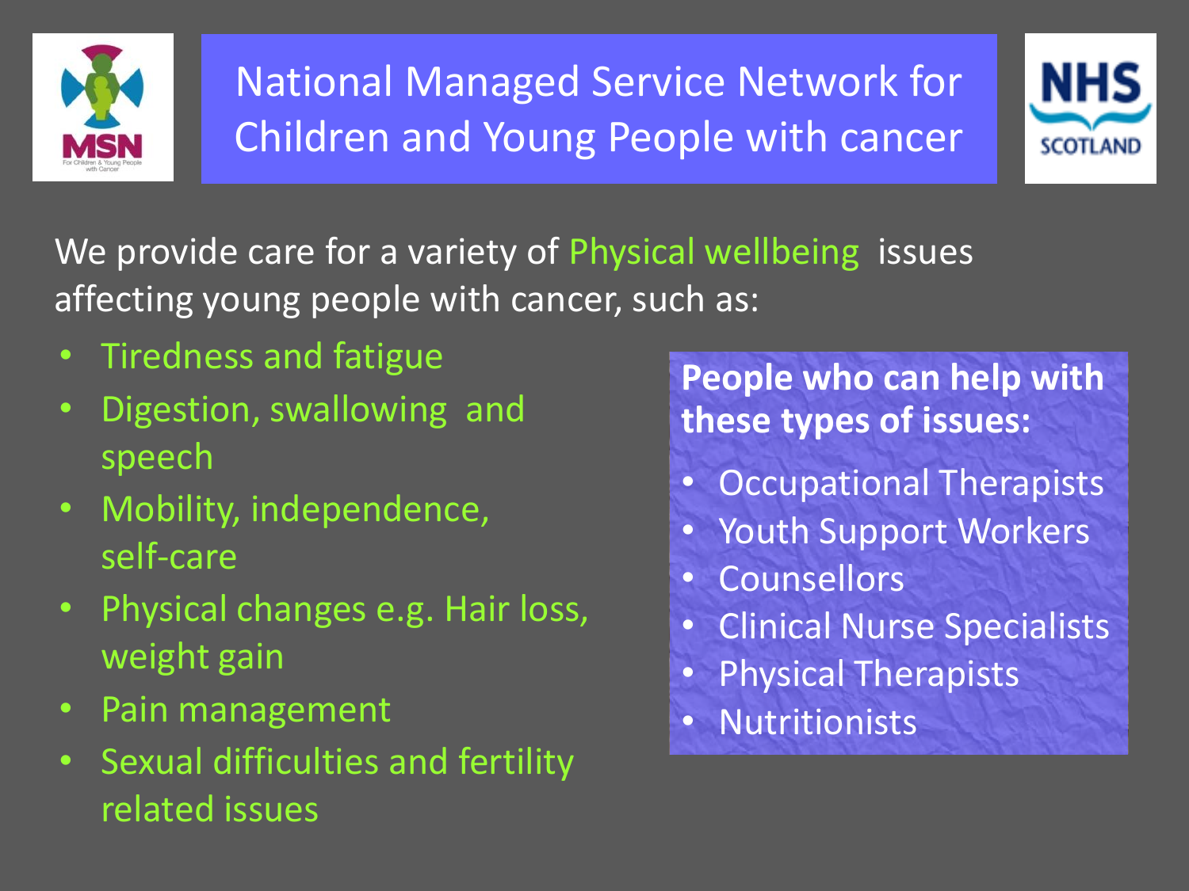# National Managed Service Network for Children and Young People with cancer

We provide care for a variety of Physical wellbeing issues affecting young people with cancer, such as:

- Tiredness and fatigue
- Digestion, swallowing and speech
- Mobility, independence, self-care
- Physical changes e.g. Hair loss, weight gain
- Pain management
- Sexual difficulties and fertility related issues

**People who can help with these types of issues:**

- Occupational Therapists
- Youth Support Workers
- Counsellors
- Clinical Nurse Specialists
- Physical Therapists
- Nutritionists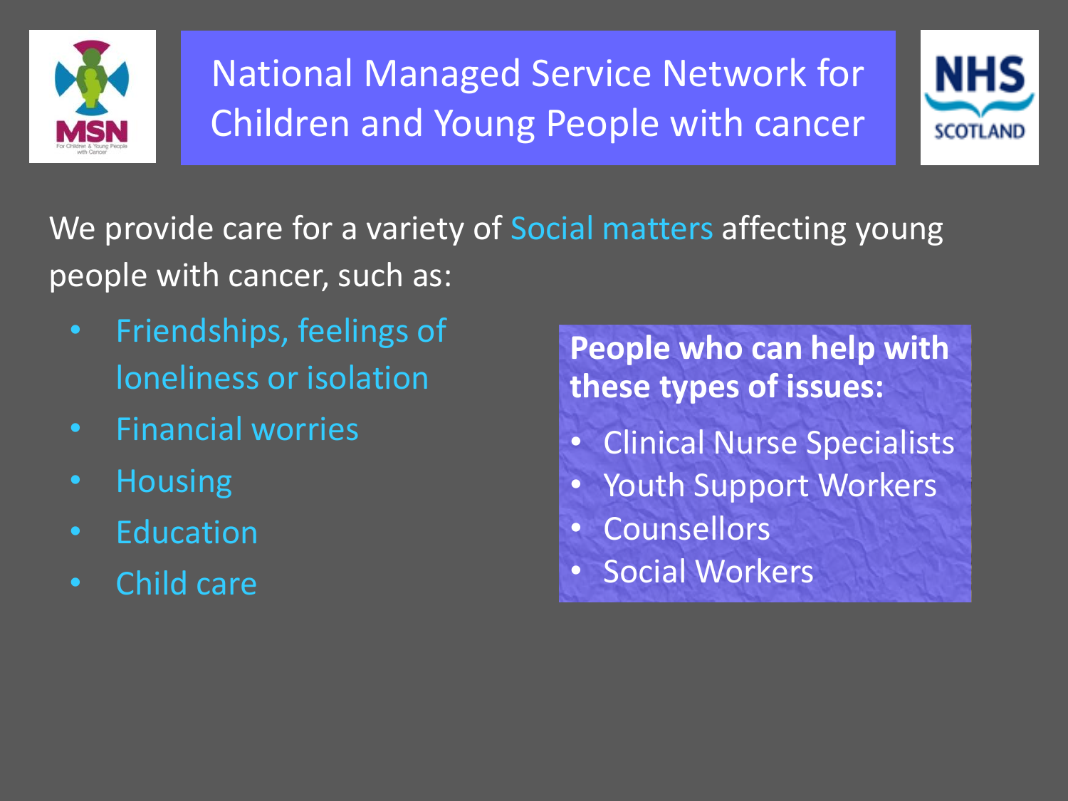# National Managed Service Network for Children and Young People with cancer

We provide care for a variety of Social matters affecting young people with cancer, such as:

- Friendships, feelings of loneliness or isolation
- Financial worries
- Housing
- Education
- Child care

**People who can help with these types of issues:**

- Clinical Nurse Specialists
- Youth Support Workers
- Counsellors
- Social Workers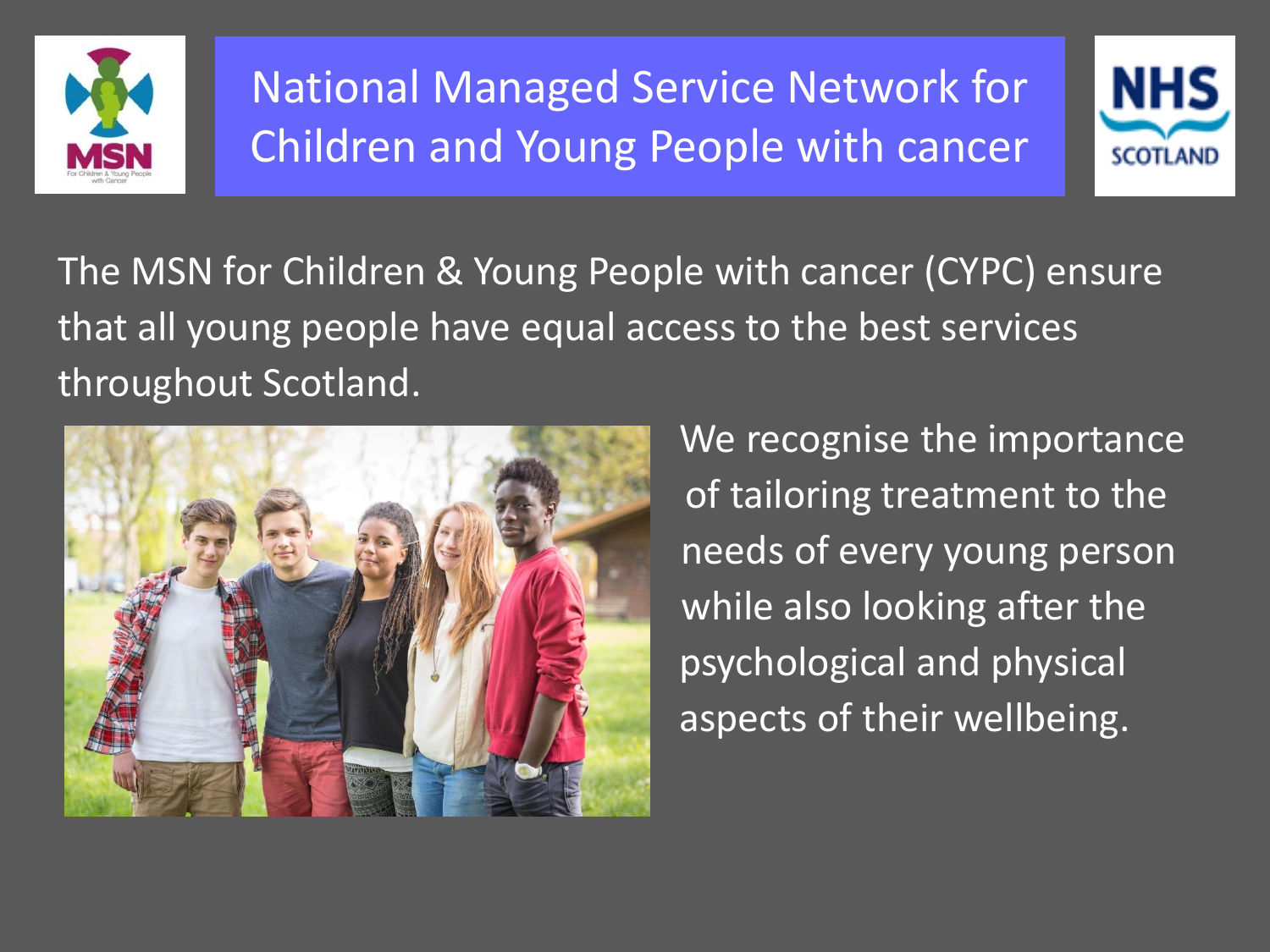# National Managed Service Network for Children and Young People with cancer

The MSN for Children & Young People with cancer (CYPC) ensure that all young people have equal access to the best services throughout Scotland.

We recognise the importance of tailoring treatment to the needs of every young person while also looking after the psychological and physical aspects of their wellbeing.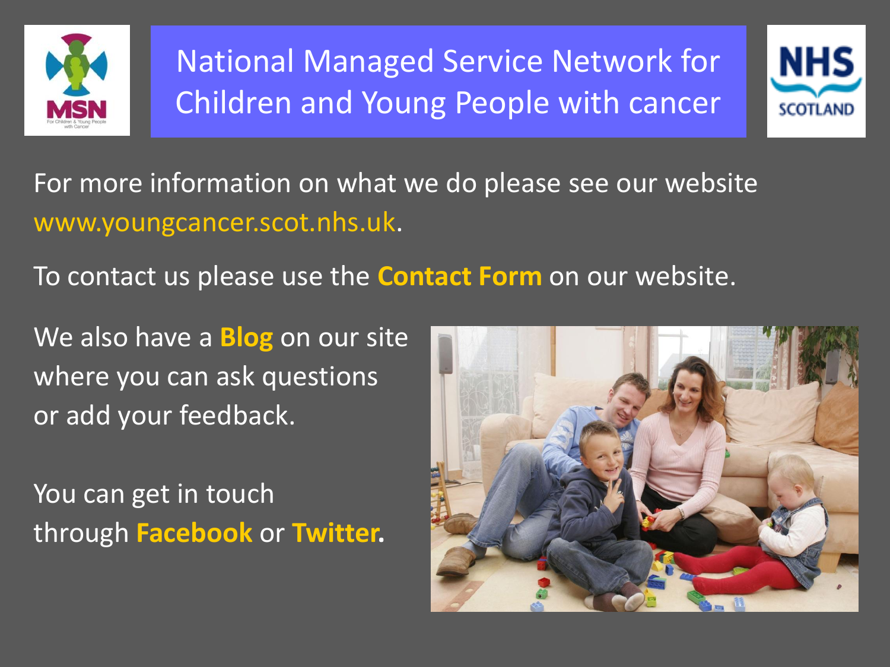# National Managed Service Network for Children and Young People with cancer

For more information on what we do please see our website www.youngcancer.scot.nhs.uk.

To contact us please use the **Contact Form** on our website.

We also have a **Blog** on our site where you can ask questions or add your feedback.

You can get in touch through **Facebook** or **Twitter**.